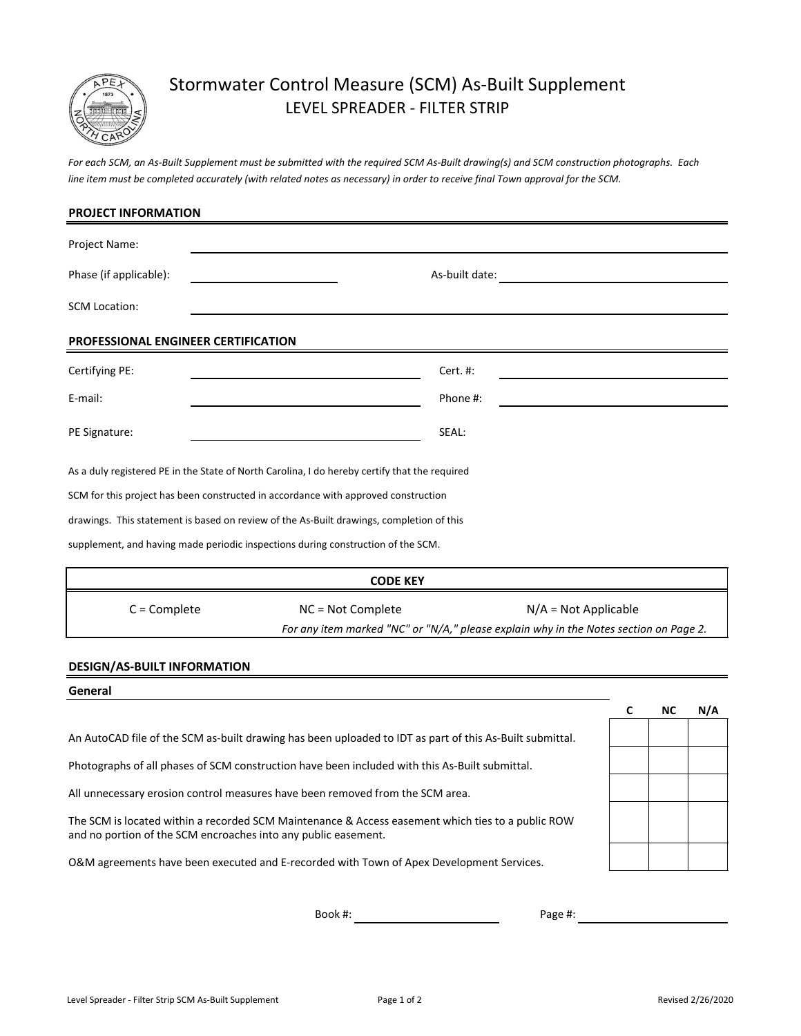# Stormwater Control Measure (SCM) As-Built Supplement
## LEVEL SPREADER - FILTER STRIP

*For each SCM, an As-Built Supplement must be submitted with the required SCM As-Built drawing(s) and SCM construction photographs. Each line item must be completed accurately (with related notes as necessary) in order to receive final Town approval for the SCM.*

### PROJECT INFORMATION

Project Name: ____________________

Phase (if applicable): ____________________ As-built date: ____________________

SCM Location: ____________________

### PROFESSIONAL ENGINEER CERTIFICATION

Certifying PE: ____________________ Cert. #: ____________________

E-mail: ____________________ Phone #: ____________________

PE Signature: ____________________ SEAL:

As a duly registered PE in the State of North Carolina, I do hereby certify that the required SCM for this project has been constructed in accordance with approved construction drawings. This statement is based on review of the As-Built drawings, completion of this supplement, and having made periodic inspections during construction of the SCM.

| CODE KEY | | |
|---|---|---|
| C = Complete | NC = Not Complete | N/A = Not Applicable |

*For any item marked "NC" or "N/A," please explain why in the Notes section on Page 2.*

### DESIGN/AS-BUILT INFORMATION

#### General

| | C | NC | N/A |
|---|---|---|---|
| An AutoCAD file of the SCM as-built drawing has been uploaded to IDT as part of this As-Built submittal. | | | |
| Photographs of all phases of SCM construction have been included with this As-Built submittal. | | | |
| All unnecessary erosion control measures have been removed from the SCM area. | | | |
| The SCM is located within a recorded SCM Maintenance & Access easement which ties to a public ROW and no portion of the SCM encroaches into any public easement. | | | |
| O&M agreements have been executed and E-recorded with Town of Apex Development Services. | | | |

Book #: ____________________ Page #: ____________________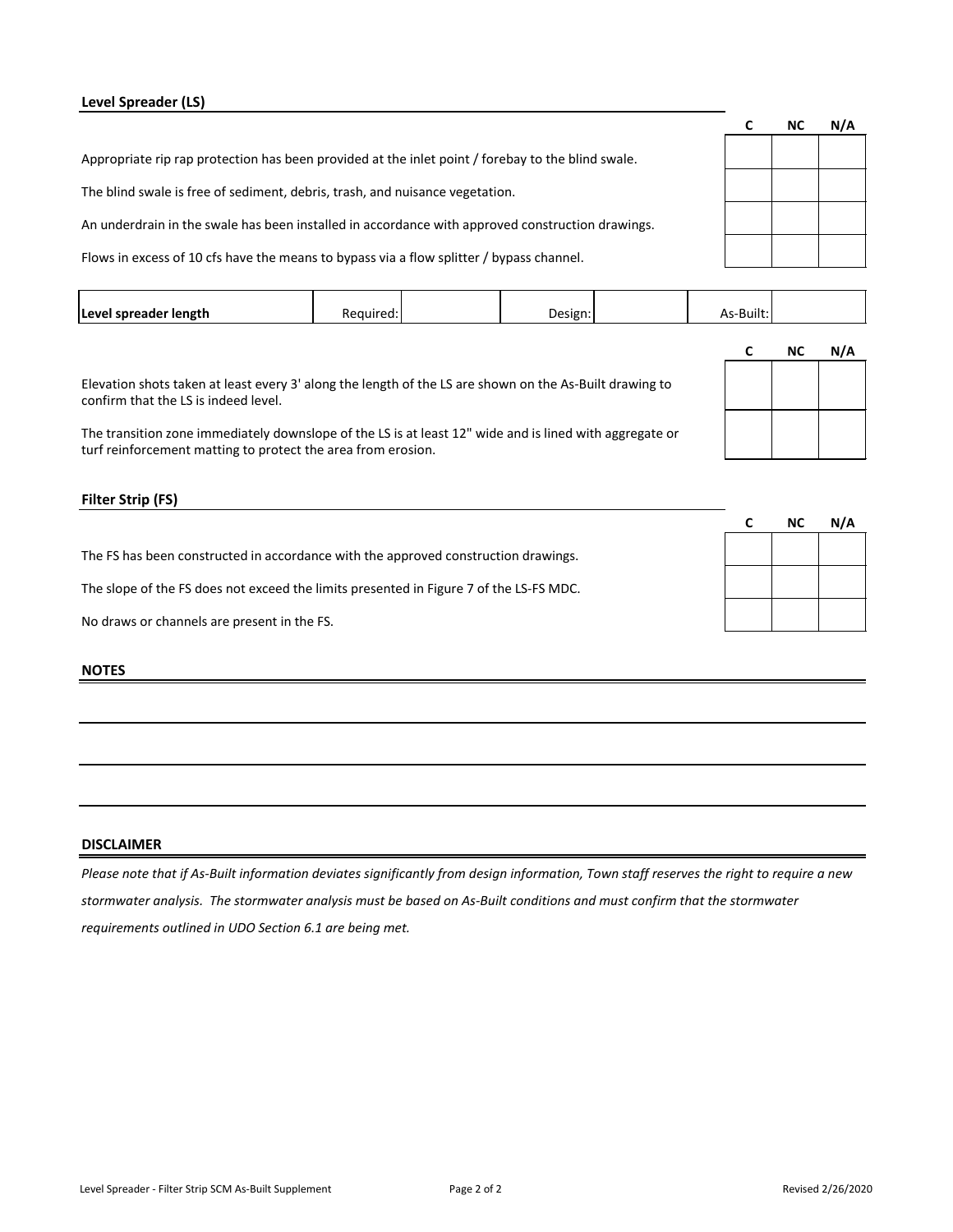## Level Spreader (LS)

| | C | NC | N/A |
|---|---|---|---|
| Appropriate rip rap protection has been provided at the inlet point / forebay to the blind swale. | | | |
| The blind swale is free of sediment, debris, trash, and nuisance vegetation. | | | |
| An underdrain in the swale has been installed in accordance with approved construction drawings. | | | |
| Flows in excess of 10 cfs have the means to bypass via a flow splitter / bypass channel. | | | |

| | | | | | | |
|---|---|---|---|---|---|---|
| **Level spreader length** | Required: | | Design: | | As-Built: | |

| | C | NC | N/A |
|---|---|---|---|
| Elevation shots taken at least every 3' along the length of the LS are shown on the As-Built drawing to confirm that the LS is indeed level. | | | |
| The transition zone immediately downslope of the LS is at least 12" wide and is lined with aggregate or turf reinforcement matting to protect the area from erosion. | | | |

## Filter Strip (FS)

| | C | NC | N/A |
|---|---|---|---|
| The FS has been constructed in accordance with the approved construction drawings. | | | |
| The slope of the FS does not exceed the limits presented in Figure 7 of the LS-FS MDC. | | | |
| No draws or channels are present in the FS. | | | |

## NOTES

## DISCLAIMER

*Please note that if As-Built information deviates significantly from design information, Town staff reserves the right to require a new stormwater analysis. The stormwater analysis must be based on As-Built conditions and must confirm that the stormwater requirements outlined in UDO Section 6.1 are being met.*